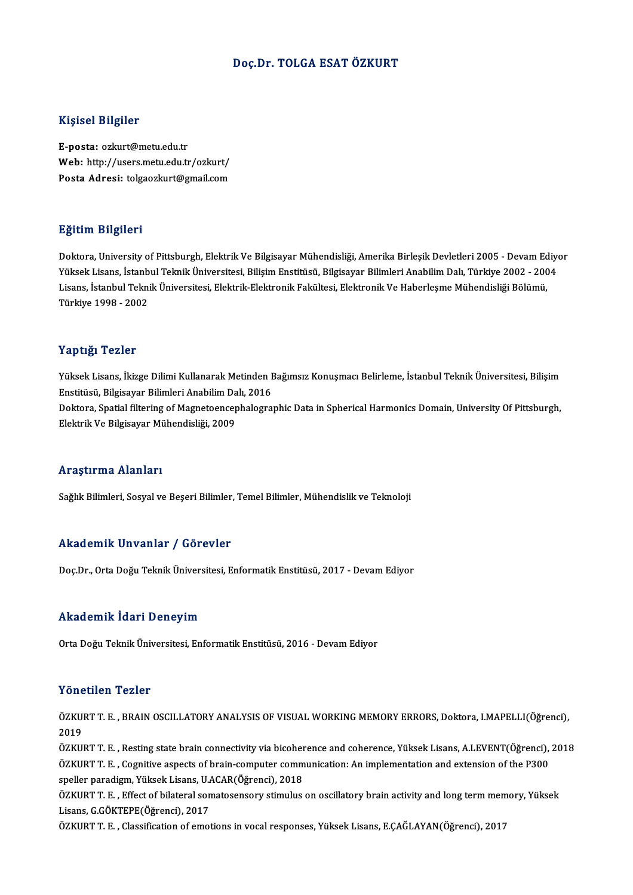# Doç.Dr. TOLGA ESAT ÖZKURT

## Kişisel Bilgiler

**E-posta:** ozkurt@metu.edu.tr
**Web:** http://users.metu.edu.tr/ozkurt/
**Posta Adresi:** tolgaozkurt@gmail.com

## Eğitim Bilgileri

Doktora, University of Pittsburgh, Elektrik Ve Bilgisayar Mühendisliği, Amerika Birleşik Devletleri 2005 - Devam Ediyor
Yüksek Lisans, İstanbul Teknik Üniversitesi, Bilişim Enstitüsü, Bilgisayar Bilimleri Anabilim Dalı, Türkiye 2002 - 2004
Lisans, İstanbul Teknik Üniversitesi, Elektrik-Elektronik Fakültesi, Elektronik Ve Haberleşme Mühendisliği Bölümü, Türkiye 1998 - 2002

## Yaptığı Tezler

Yüksek Lisans, İkizge Dilimi Kullanarak Metinden Bağımsız Konuşmacı Belirleme, İstanbul Teknik Üniversitesi, Bilişim Enstitüsü, Bilgisayar Bilimleri Anabilim Dalı, 2016
Doktora, Spatial filtering of Magnetoencephalographic Data in Spherical Harmonics Domain, University Of Pittsburgh, Elektrik Ve Bilgisayar Mühendisliği, 2009

## Araştırma Alanları

Sağlık Bilimleri, Sosyal ve Beşeri Bilimler, Temel Bilimler, Mühendislik ve Teknoloji

## Akademik Unvanlar / Görevler

Doç.Dr., Orta Doğu Teknik Üniversitesi, Enformatik Enstitüsü, 2017 - Devam Ediyor

## Akademik İdari Deneyim

Orta Doğu Teknik Üniversitesi, Enformatik Enstitüsü, 2016 - Devam Ediyor

## Yönetilen Tezler

ÖZKURT T. E. , BRAIN OSCILLATORY ANALYSIS OF VISUAL WORKING MEMORY ERRORS, Doktora, I.MAPELLI(Öğrenci), 2019
ÖZKURT T. E. , Resting state brain connectivity via bicoherence and coherence, Yüksek Lisans, A.LEVENT(Öğrenci), 2018
ÖZKURT T. E. , Cognitive aspects of brain-computer communication: An implementation and extension of the P300 speller paradigm, Yüksek Lisans, U.ACAR(Öğrenci), 2018
ÖZKURT T. E. , Effect of bilateral somatosensory stimulus on oscillatory brain activity and long term memory, Yüksek Lisans, G.GÖKTEPE(Öğrenci), 2017
ÖZKURT T. E. , Classification of emotions in vocal responses, Yüksek Lisans, E.ÇAĞLAYAN(Öğrenci), 2017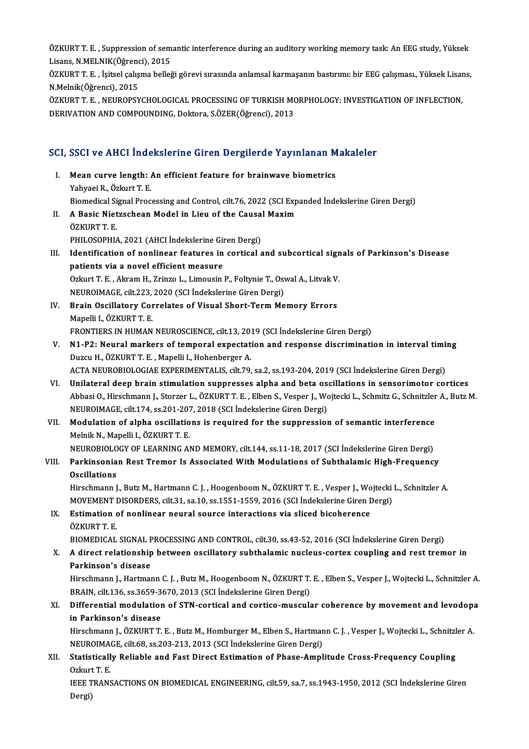ÖZKURT T. E. , Suppression of semantic interference during an auditory working memory task: An EEG study, Yüksek Lisans, N.MELNIK(Öğrenci), 2015

ÖZKURT T. E. , İşitsel çalışma belleği görevi sırasında anlamsal karmaşanın bastırımı: bir EEG çalışması., Yüksek Lisans, N.Melnik(Öğrenci), 2015

ÖZKURT T. E. , NEUROPSYCHOLOGICAL PROCESSING OF TURKISH MORPHOLOGY: INVESTIGATION OF INFLECTION, DERIVATION AND COMPOUNDING, Doktora, S.ÖZER(Öğrenci), 2013

## SCI, SSCI ve AHCI İndekslerine Giren Dergilerde Yayınlanan Makaleler

I. **Mean curve length: An efficient feature for brainwave biometrics**
Yahyaei R., Özkurt T. E.
Biomedical Signal Processing and Control, cilt.76, 2022 (SCI Expanded İndekslerine Giren Dergi)

II. **A Basic Nietzschean Model in Lieu of the Causal Maxim**
ÖZKURT T. E.
PHILOSOPHIA, 2021 (AHCI İndekslerine Giren Dergi)

III. **Identification of nonlinear features in cortical and subcortical signals of Parkinson's Disease patients via a novel efficient measure**
Ozkurt T. E. , Akram H., Zrinzo L., Limousin P., Foltynie T., Oswal A., Litvak V.
NEUROIMAGE, cilt.223, 2020 (SCI İndekslerine Giren Dergi)

IV. **Brain Oscillatory Correlates of Visual Short-Term Memory Errors**
Mapelli I., ÖZKURT T. E.
FRONTIERS IN HUMAN NEUROSCIENCE, cilt.13, 2019 (SCI İndekslerine Giren Dergi)

V. **N1-P2: Neural markers of temporal expectation and response discrimination in interval timing**
Duzcu H., ÖZKURT T. E. , Mapelli I., Hohenberger A.
ACTA NEUROBIOLOGIAE EXPERIMENTALIS, cilt.79, sa.2, ss.193-204, 2019 (SCI İndekslerine Giren Dergi)

VI. **Unilateral deep brain stimulation suppresses alpha and beta oscillations in sensorimotor cortices**
Abbasi O., Hirschmann J., Storzer L., ÖZKURT T. E. , Elben S., Vesper J., Wojtecki L., Schmitz G., Schnitzler A., Butz M.
NEUROIMAGE, cilt.174, ss.201-207, 2018 (SCI İndekslerine Giren Dergi)

VII. **Modulation of alpha oscillations is required for the suppression of semantic interference**
Melnik N., Mapelli I., ÖZKURT T. E.
NEUROBIOLOGY OF LEARNING AND MEMORY, cilt.144, ss.11-18, 2017 (SCI İndekslerine Giren Dergi)

VIII. **Parkinsonian Rest Tremor Is Associated With Modulations of Subthalamic High-Frequency Oscillations**
Hirschmann J., Butz M., Hartmann C. J. , Hoogenboom N., ÖZKURT T. E. , Vesper J., Wojtecki L., Schnitzler A.
MOVEMENT DISORDERS, cilt.31, sa.10, ss.1551-1559, 2016 (SCI İndekslerine Giren Dergi)

IX. **Estimation of nonlinear neural source interactions via sliced bicoherence**
ÖZKURT T. E.
BIOMEDICAL SIGNAL PROCESSING AND CONTROL, cilt.30, ss.43-52, 2016 (SCI İndekslerine Giren Dergi)

X. **A direct relationship between oscillatory subthalamic nucleus-cortex coupling and rest tremor in Parkinson's disease**
Hirschmann J., Hartmann C. J. , Butz M., Hoogenboom N., ÖZKURT T. E. , Elben S., Vesper J., Wojtecki L., Schnitzler A.
BRAIN, cilt.136, ss.3659-3670, 2013 (SCI İndekslerine Giren Dergi)

XI. **Differential modulation of STN-cortical and cortico-muscular coherence by movement and levodopa in Parkinson's disease**
Hirschmann J., ÖZKURT T. E. , Butz M., Homburger M., Elben S., Hartmann C. J. , Vesper J., Wojtecki L., Schnitzler A.
NEUROIMAGE, cilt.68, ss.203-213, 2013 (SCI İndekslerine Giren Dergi)

XII. **Statistically Reliable and Fast Direct Estimation of Phase-Amplitude Cross-Frequency Coupling**
Ozkurt T. E.
IEEE TRANSACTIONS ON BIOMEDICAL ENGINEERING, cilt.59, sa.7, ss.1943-1950, 2012 (SCI İndekslerine Giren Dergi)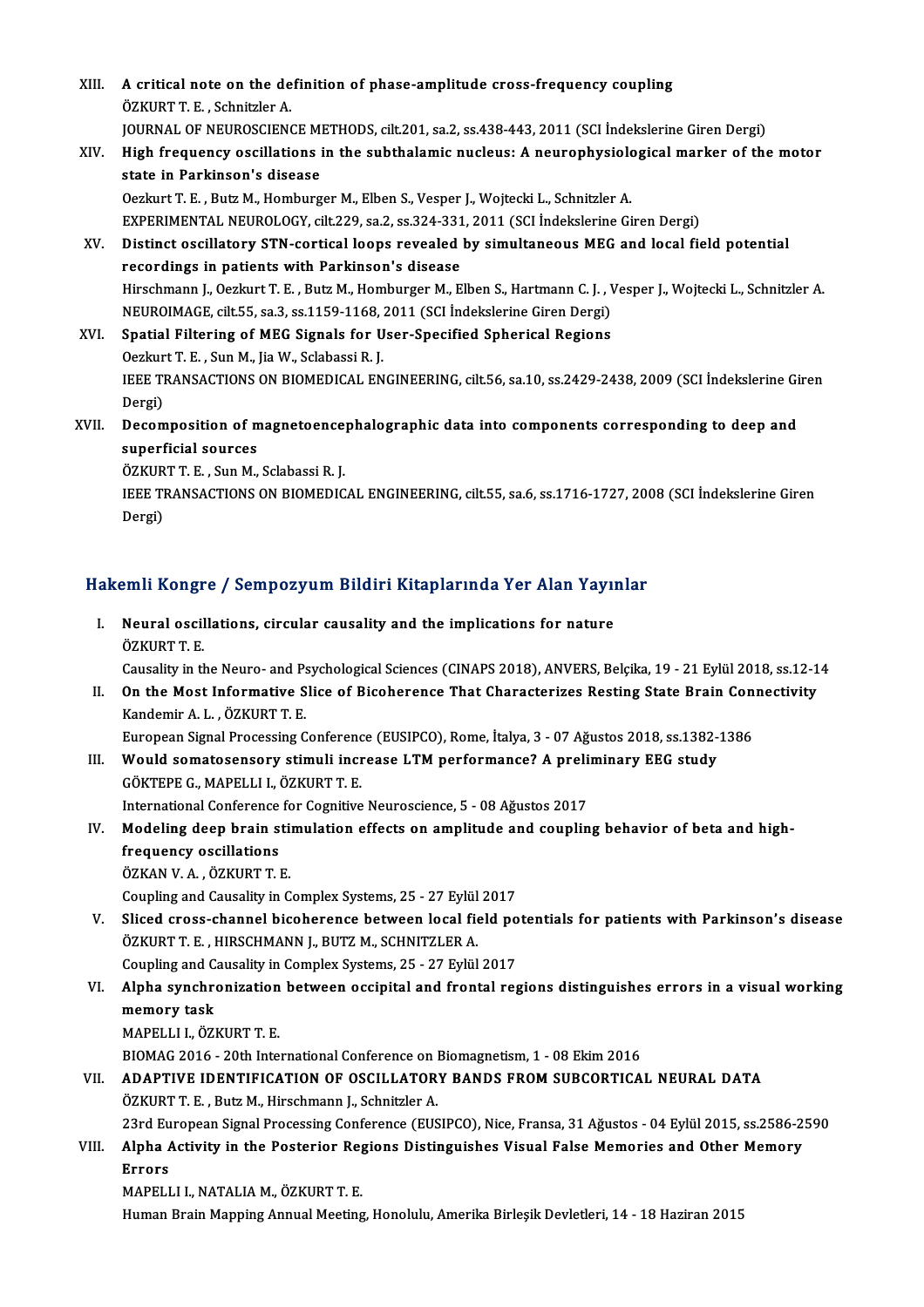XIII. **A critical note on the definition of phase-amplitude cross-frequency coupling**
ÖZKURT T. E. , Schnitzler A.
JOURNAL OF NEUROSCIENCE METHODS, cilt.201, sa.2, ss.438-443, 2011 (SCI İndekslerine Giren Dergi)

XIV. **High frequency oscillations in the subthalamic nucleus: A neurophysiological marker of the motor state in Parkinson's disease**
Oezkurt T. E. , Butz M., Homburger M., Elben S., Vesper J., Wojtecki L., Schnitzler A.
EXPERIMENTAL NEUROLOGY, cilt.229, sa.2, ss.324-331, 2011 (SCI İndekslerine Giren Dergi)

XV. **Distinct oscillatory STN-cortical loops revealed by simultaneous MEG and local field potential recordings in patients with Parkinson's disease**
Hirschmann J., Oezkurt T. E. , Butz M., Homburger M., Elben S., Hartmann C. J. , Vesper J., Wojtecki L., Schnitzler A.
NEUROIMAGE, cilt.55, sa.3, ss.1159-1168, 2011 (SCI İndekslerine Giren Dergi)

XVI. **Spatial Filtering of MEG Signals for User-Specified Spherical Regions**
Oezkurt T. E. , Sun M., Jia W., Sclabassi R. J.
IEEE TRANSACTIONS ON BIOMEDICAL ENGINEERING, cilt.56, sa.10, ss.2429-2438, 2009 (SCI İndekslerine Giren Dergi)

XVII. **Decomposition of magnetoencephalographic data into components corresponding to deep and superficial sources**
ÖZKURT T. E. , Sun M., Sclabassi R. J.
IEEE TRANSACTIONS ON BIOMEDICAL ENGINEERING, cilt.55, sa.6, ss.1716-1727, 2008 (SCI İndekslerine Giren Dergi)

## Hakemli Kongre / Sempozyum Bildiri Kitaplarında Yer Alan Yayınlar

I. **Neural oscillations, circular causality and the implications for nature**
ÖZKURT T. E.
Causality in the Neuro- and Psychological Sciences (CINAPS 2018), ANVERS, Belçika, 19 - 21 Eylül 2018, ss.12-14

II. **On the Most Informative Slice of Bicoherence That Characterizes Resting State Brain Connectivity**
Kandemir A. L. , ÖZKURT T. E.
European Signal Processing Conference (EUSIPCO), Rome, İtalya, 3 - 07 Ağustos 2018, ss.1382-1386

III. **Would somatosensory stimuli increase LTM performance? A preliminary EEG study**
GÖKTEPE G., MAPELLI I., ÖZKURT T. E.
International Conference for Cognitive Neuroscience, 5 - 08 Ağustos 2017

IV. **Modeling deep brain stimulation effects on amplitude and coupling behavior of beta and high-frequency oscillations**
ÖZKAN V. A. , ÖZKURT T. E.
Coupling and Causality in Complex Systems, 25 - 27 Eylül 2017

V. **Sliced cross-channel bicoherence between local field potentials for patients with Parkinson's disease**
ÖZKURT T. E. , HIRSCHMANN J., BUTZ M., SCHNITZLER A.
Coupling and Causality in Complex Systems, 25 - 27 Eylül 2017

VI. **Alpha synchronization between occipital and frontal regions distinguishes errors in a visual working memory task**
MAPELLI I., ÖZKURT T. E.
BIOMAG 2016 - 20th International Conference on Biomagnetism, 1 - 08 Ekim 2016

VII. **ADAPTIVE IDENTIFICATION OF OSCILLATORY BANDS FROM SUBCORTICAL NEURAL DATA**
ÖZKURT T. E. , Butz M., Hirschmann J., Schnitzler A.
23rd European Signal Processing Conference (EUSIPCO), Nice, Fransa, 31 Ağustos - 04 Eylül 2015, ss.2586-2590

VIII. **Alpha Activity in the Posterior Regions Distinguishes Visual False Memories and Other Memory Errors**
MAPELLI I., NATALIA M., ÖZKURT T. E.
Human Brain Mapping Annual Meeting, Honolulu, Amerika Birleşik Devletleri, 14 - 18 Haziran 2015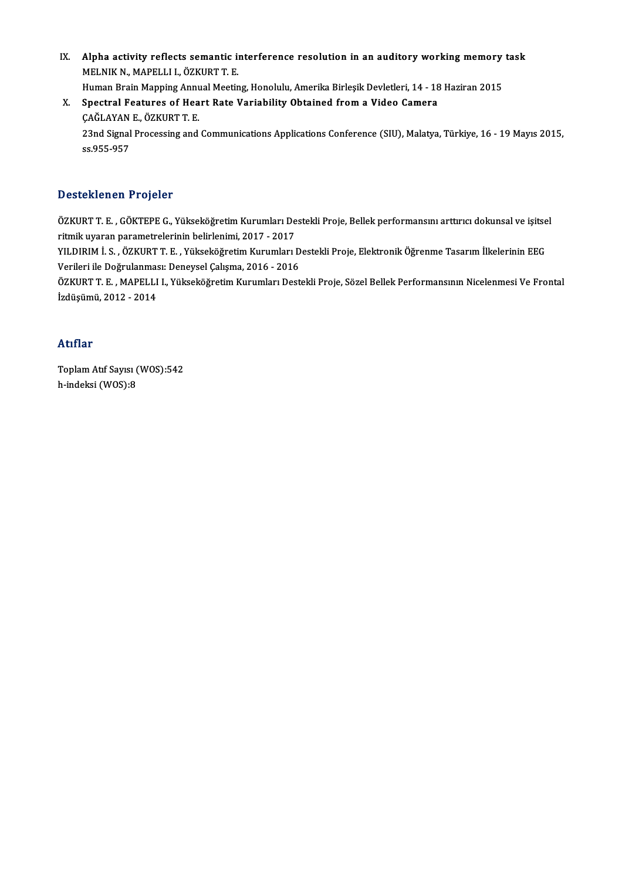IX. **Alpha activity reflects semantic interference resolution in an auditory working memory task**
MELNIK N., MAPELLI I., ÖZKURT T. E.
Human Brain Mapping Annual Meeting, Honolulu, Amerika Birleşik Devletleri, 14 - 18 Haziran 2015

X. **Spectral Features of Heart Rate Variability Obtained from a Video Camera**
ÇAĞLAYAN E., ÖZKURT T. E.
23nd Signal Processing and Communications Applications Conference (SIU), Malatya, Türkiye, 16 - 19 Mayıs 2015, ss.955-957

## Desteklenen Projeler

ÖZKURT T. E. , GÖKTEPE G., Yükseköğretim Kurumları Destekli Proje, Bellek performansını arttırıcı dokunsal ve işitsel ritmik uyaran parametrelerinin belirlenimi, 2017 - 2017

YILDIRIM İ. S. , ÖZKURT T. E. , Yükseköğretim Kurumları Destekli Proje, Elektronik Öğrenme Tasarım İlkelerinin EEG Verileri ile Doğrulanması: Deneysel Çalışma, 2016 - 2016

ÖZKURT T. E. , MAPELLI I., Yükseköğretim Kurumları Destekli Proje, Sözel Bellek Performansının Nicelenmesi Ve Frontal İzdüşümü, 2012 - 2014

## Atıflar

Toplam Atıf Sayısı (WOS):542
h-indeksi (WOS):8